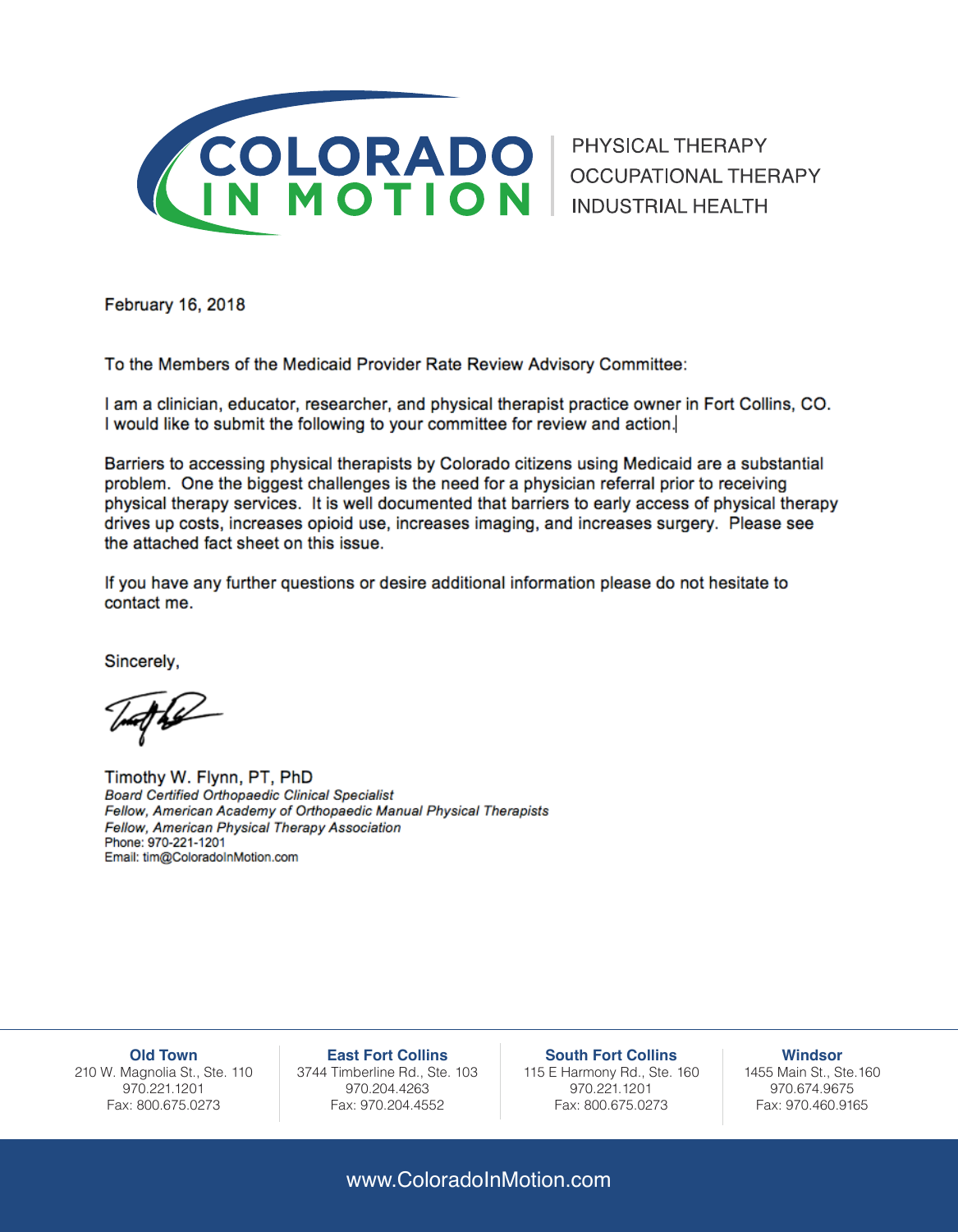**COLORADO IN MOTION**

PHYSICAL THERAPY
OCCUPATIONAL THERAPY
INDUSTRIAL HEALTH

February 16, 2018

To the Members of the Medicaid Provider Rate Review Advisory Committee:

I am a clinician, educator, researcher, and physical therapist practice owner in Fort Collins, CO. I would like to submit the following to your committee for review and action.

Barriers to accessing physical therapists by Colorado citizens using Medicaid are a substantial problem. One the biggest challenges is the need for a physician referral prior to receiving physical therapy services. It is well documented that barriers to early access of physical therapy drives up costs, increases opioid use, increases imaging, and increases surgery. Please see the attached fact sheet on this issue.

If you have any further questions or desire additional information please do not hesitate to contact me.

Sincerely,

Timothy W. Flynn, PT, PhD
*Board Certified Orthopaedic Clinical Specialist*
*Fellow, American Academy of Orthopaedic Manual Physical Therapists*
*Fellow, American Physical Therapy Association*
Phone: 970-221-1201
Email: tim@ColoradoInMotion.com

| **Old Town** | **East Fort Collins** | **South Fort Collins** | **Windsor** |
| --- | --- | --- | --- |
| 210 W. Magnolia St., Ste. 110 | 3744 Timberline Rd., Ste. 103 | 115 E Harmony Rd., Ste. 160 | 1455 Main St., Ste.160 |
| 970.221.1201 | 970.204.4263 | 970.221.1201 | 970.674.9675 |
| Fax: 800.675.0273 | Fax: 970.204.4552 | Fax: 800.675.0273 | Fax: 970.460.9165 |

www.ColoradoInMotion.com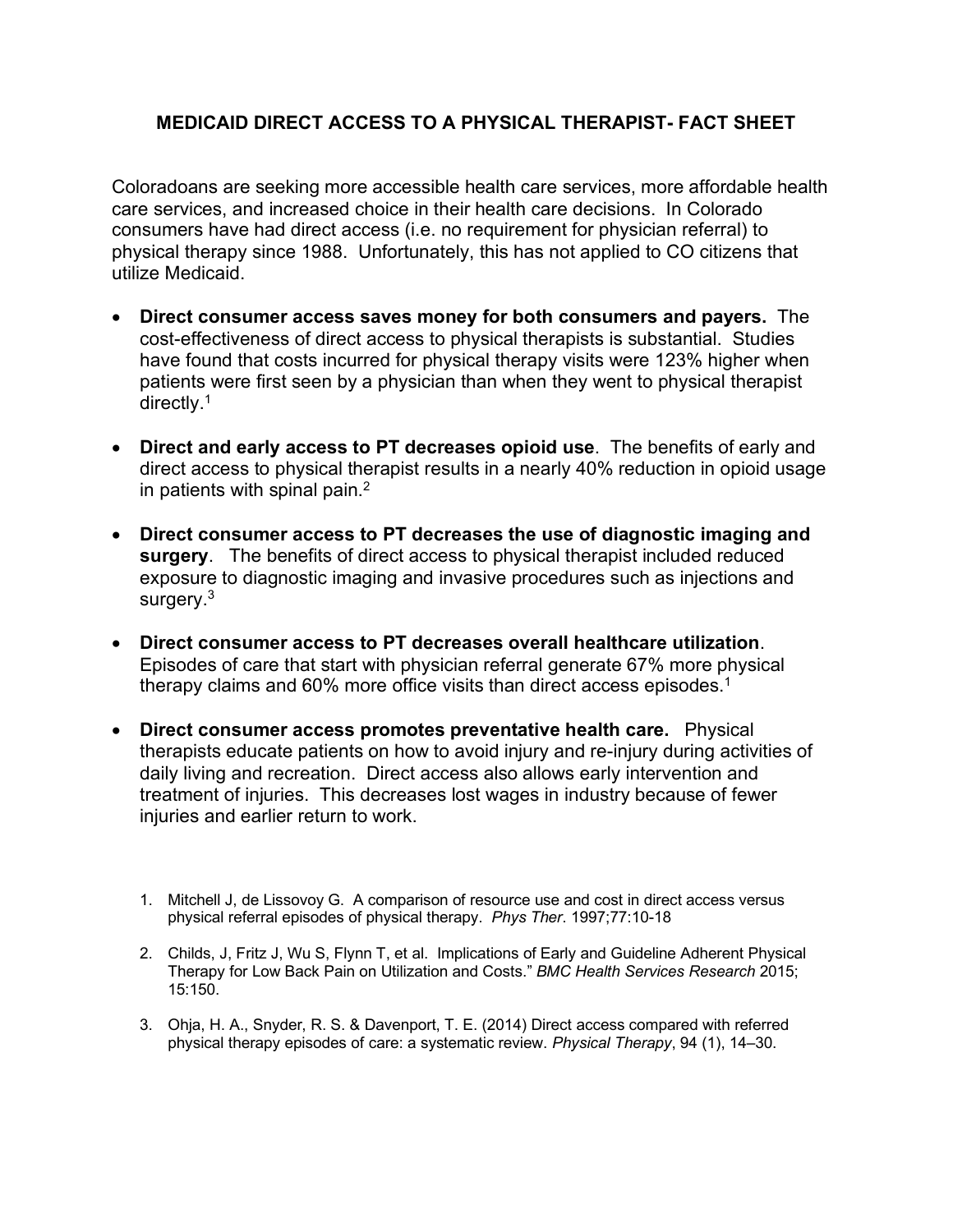# MEDICAID DIRECT ACCESS TO A PHYSICAL THERAPIST- FACT SHEET

Coloradoans are seeking more accessible health care services, more affordable health care services, and increased choice in their health care decisions. In Colorado consumers have had direct access (i.e. no requirement for physician referral) to physical therapy since 1988. Unfortunately, this has not applied to CO citizens that utilize Medicaid.

- **Direct consumer access saves money for both consumers and payers.** The cost-effectiveness of direct access to physical therapists is substantial. Studies have found that costs incurred for physical therapy visits were 123% higher when patients were first seen by a physician than when they went to physical therapist directly.[1]

- **Direct and early access to PT decreases opioid use**. The benefits of early and direct access to physical therapist results in a nearly 40% reduction in opioid usage in patients with spinal pain.[2]

- **Direct consumer access to PT decreases the use of diagnostic imaging and surgery**. The benefits of direct access to physical therapist included reduced exposure to diagnostic imaging and invasive procedures such as injections and surgery.[3]

- **Direct consumer access to PT decreases overall healthcare utilization**. Episodes of care that start with physician referral generate 67% more physical therapy claims and 60% more office visits than direct access episodes.[1]

- **Direct consumer access promotes preventative health care.** Physical therapists educate patients on how to avoid injury and re-injury during activities of daily living and recreation. Direct access also allows early intervention and treatment of injuries. This decreases lost wages in industry because of fewer injuries and earlier return to work.

1. Mitchell J, de Lissovoy G. A comparison of resource use and cost in direct access versus physical referral episodes of physical therapy. *Phys Ther*. 1997;77:10-18

2. Childs, J, Fritz J, Wu S, Flynn T, et al. Implications of Early and Guideline Adherent Physical Therapy for Low Back Pain on Utilization and Costs." *BMC Health Services Research* 2015; 15:150.

3. Ohja, H. A., Snyder, R. S. & Davenport, T. E. (2014) Direct access compared with referred physical therapy episodes of care: a systematic review. *Physical Therapy*, 94 (1), 14–30.